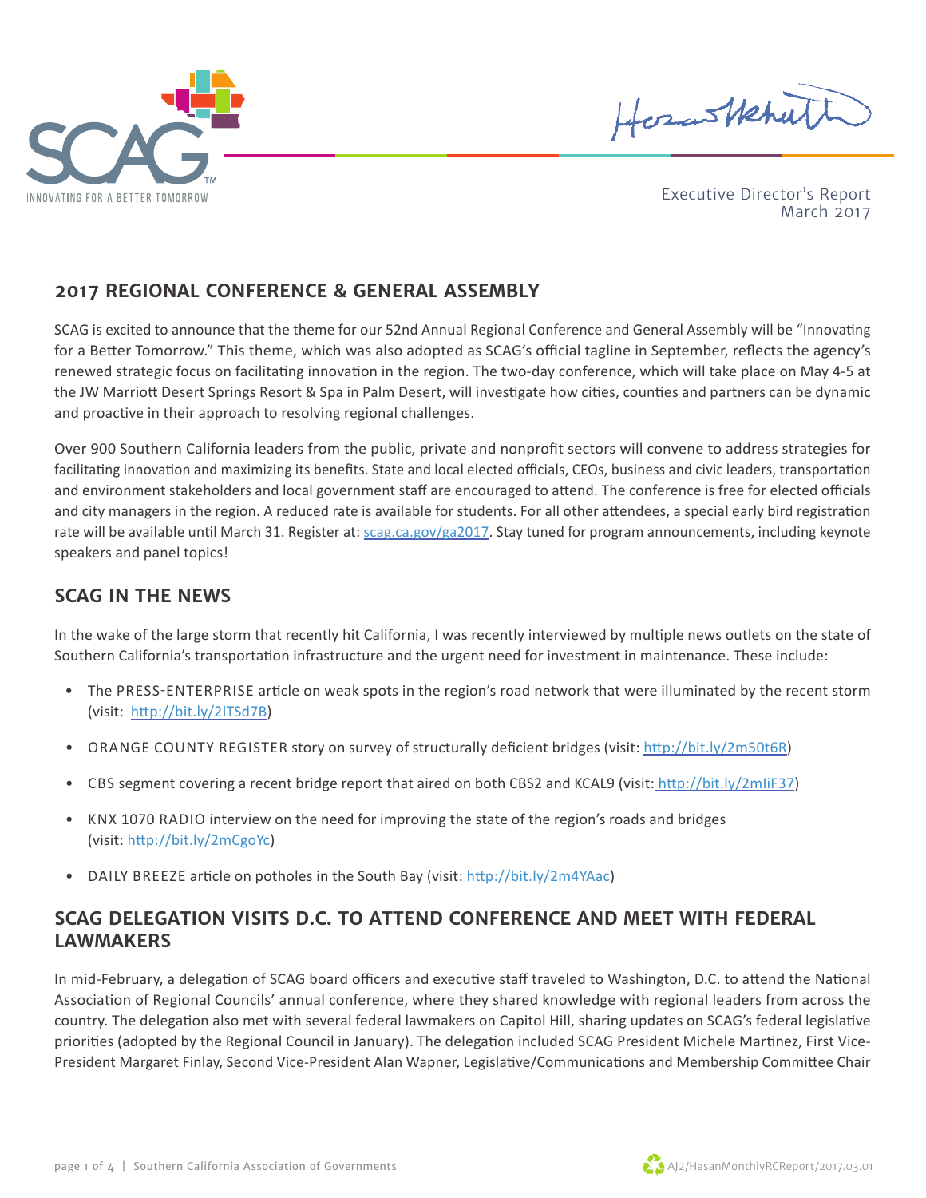Executive Director's Report
March 2017

## 2017 REGIONAL CONFERENCE & GENERAL ASSEMBLY

SCAG is excited to announce that the theme for our 52nd Annual Regional Conference and General Assembly will be "Innovating for a Better Tomorrow." This theme, which was also adopted as SCAG's official tagline in September, reflects the agency's renewed strategic focus on facilitating innovation in the region. The two-day conference, which will take place on May 4-5 at the JW Marriott Desert Springs Resort & Spa in Palm Desert, will investigate how cities, counties and partners can be dynamic and proactive in their approach to resolving regional challenges.

Over 900 Southern California leaders from the public, private and nonprofit sectors will convene to address strategies for facilitating innovation and maximizing its benefits. State and local elected officials, CEOs, business and civic leaders, transportation and environment stakeholders and local government staff are encouraged to attend. The conference is free for elected officials and city managers in the region. A reduced rate is available for students. For all other attendees, a special early bird registration rate will be available until March 31. Register at: scag.ca.gov/ga2017. Stay tuned for program announcements, including keynote speakers and panel topics!

## SCAG IN THE NEWS

In the wake of the large storm that recently hit California, I was recently interviewed by multiple news outlets on the state of Southern California's transportation infrastructure and the urgent need for investment in maintenance. These include:

- The PRESS-ENTERPRISE article on weak spots in the region's road network that were illuminated by the recent storm (visit: http://bit.ly/2lTSd7B)
- ORANGE COUNTY REGISTER story on survey of structurally deficient bridges (visit: http://bit.ly/2m50t6R)
- CBS segment covering a recent bridge report that aired on both CBS2 and KCAL9 (visit: http://bit.ly/2mIiF37)
- KNX 1070 RADIO interview on the need for improving the state of the region's roads and bridges (visit: http://bit.ly/2mCgoYc)
- DAILY BREEZE article on potholes in the South Bay (visit: http://bit.ly/2m4YAac)

## SCAG DELEGATION VISITS D.C. TO ATTEND CONFERENCE AND MEET WITH FEDERAL LAWMAKERS

In mid-February, a delegation of SCAG board officers and executive staff traveled to Washington, D.C. to attend the National Association of Regional Councils' annual conference, where they shared knowledge with regional leaders from across the country. The delegation also met with several federal lawmakers on Capitol Hill, sharing updates on SCAG's federal legislative priorities (adopted by the Regional Council in January). The delegation included SCAG President Michele Martinez, First Vice-President Margaret Finlay, Second Vice-President Alan Wapner, Legislative/Communications and Membership Committee Chair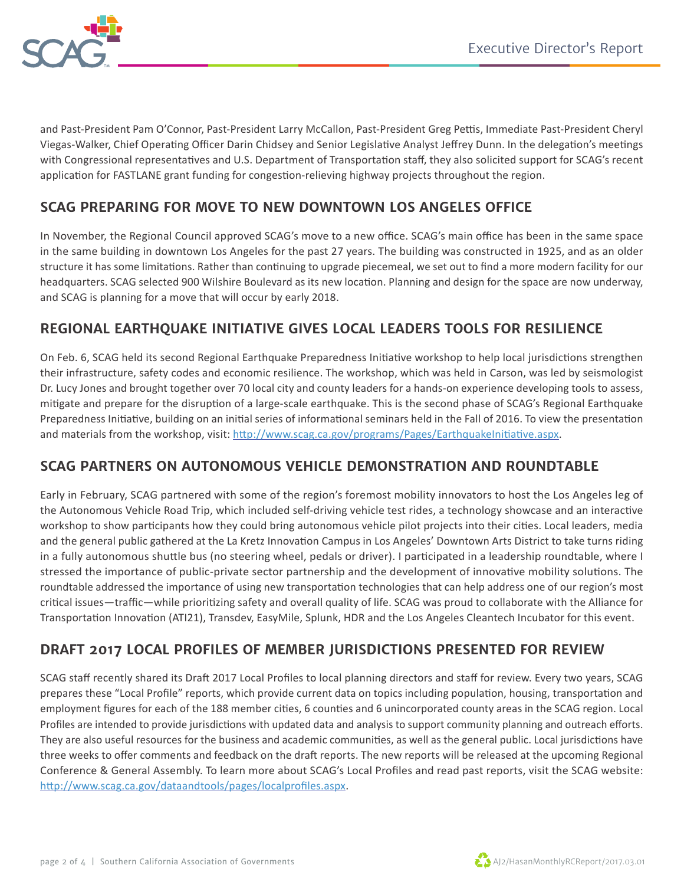and Past-President Pam O'Connor, Past-President Larry McCallon, Past-President Greg Pettis, Immediate Past-President Cheryl Viegas-Walker, Chief Operating Officer Darin Chidsey and Senior Legislative Analyst Jeffrey Dunn. In the delegation's meetings with Congressional representatives and U.S. Department of Transportation staff, they also solicited support for SCAG's recent application for FASTLANE grant funding for congestion-relieving highway projects throughout the region.

## SCAG PREPARING FOR MOVE TO NEW DOWNTOWN LOS ANGELES OFFICE

In November, the Regional Council approved SCAG's move to a new office. SCAG's main office has been in the same space in the same building in downtown Los Angeles for the past 27 years. The building was constructed in 1925, and as an older structure it has some limitations. Rather than continuing to upgrade piecemeal, we set out to find a more modern facility for our headquarters. SCAG selected 900 Wilshire Boulevard as its new location. Planning and design for the space are now underway, and SCAG is planning for a move that will occur by early 2018.

## REGIONAL EARTHQUAKE INITIATIVE GIVES LOCAL LEADERS TOOLS FOR RESILIENCE

On Feb. 6, SCAG held its second Regional Earthquake Preparedness Initiative workshop to help local jurisdictions strengthen their infrastructure, safety codes and economic resilience. The workshop, which was held in Carson, was led by seismologist Dr. Lucy Jones and brought together over 70 local city and county leaders for a hands-on experience developing tools to assess, mitigate and prepare for the disruption of a large-scale earthquake. This is the second phase of SCAG's Regional Earthquake Preparedness Initiative, building on an initial series of informational seminars held in the Fall of 2016. To view the presentation and materials from the workshop, visit: [http://www.scag.ca.gov/programs/Pages/EarthquakeInitiative.aspx](http://www.scag.ca.gov/programs/Pages/EarthquakeInitiative.aspx).

## SCAG PARTNERS ON AUTONOMOUS VEHICLE DEMONSTRATION AND ROUNDTABLE

Early in February, SCAG partnered with some of the region's foremost mobility innovators to host the Los Angeles leg of the Autonomous Vehicle Road Trip, which included self-driving vehicle test rides, a technology showcase and an interactive workshop to show participants how they could bring autonomous vehicle pilot projects into their cities. Local leaders, media and the general public gathered at the La Kretz Innovation Campus in Los Angeles' Downtown Arts District to take turns riding in a fully autonomous shuttle bus (no steering wheel, pedals or driver). I participated in a leadership roundtable, where I stressed the importance of public-private sector partnership and the development of innovative mobility solutions. The roundtable addressed the importance of using new transportation technologies that can help address one of our region's most critical issues—traffic—while prioritizing safety and overall quality of life. SCAG was proud to collaborate with the Alliance for Transportation Innovation (ATI21), Transdev, EasyMile, Splunk, HDR and the Los Angeles Cleantech Incubator for this event.

## DRAFT 2017 LOCAL PROFILES OF MEMBER JURISDICTIONS PRESENTED FOR REVIEW

SCAG staff recently shared its Draft 2017 Local Profiles to local planning directors and staff for review. Every two years, SCAG prepares these "Local Profile" reports, which provide current data on topics including population, housing, transportation and employment figures for each of the 188 member cities, 6 counties and 6 unincorporated county areas in the SCAG region. Local Profiles are intended to provide jurisdictions with updated data and analysis to support community planning and outreach efforts. They are also useful resources for the business and academic communities, as well as the general public. Local jurisdictions have three weeks to offer comments and feedback on the draft reports. The new reports will be released at the upcoming Regional Conference & General Assembly. To learn more about SCAG's Local Profiles and read past reports, visit the SCAG website: [http://www.scag.ca.gov/dataandtools/pages/localprofiles.aspx](http://www.scag.ca.gov/dataandtools/pages/localprofiles.aspx).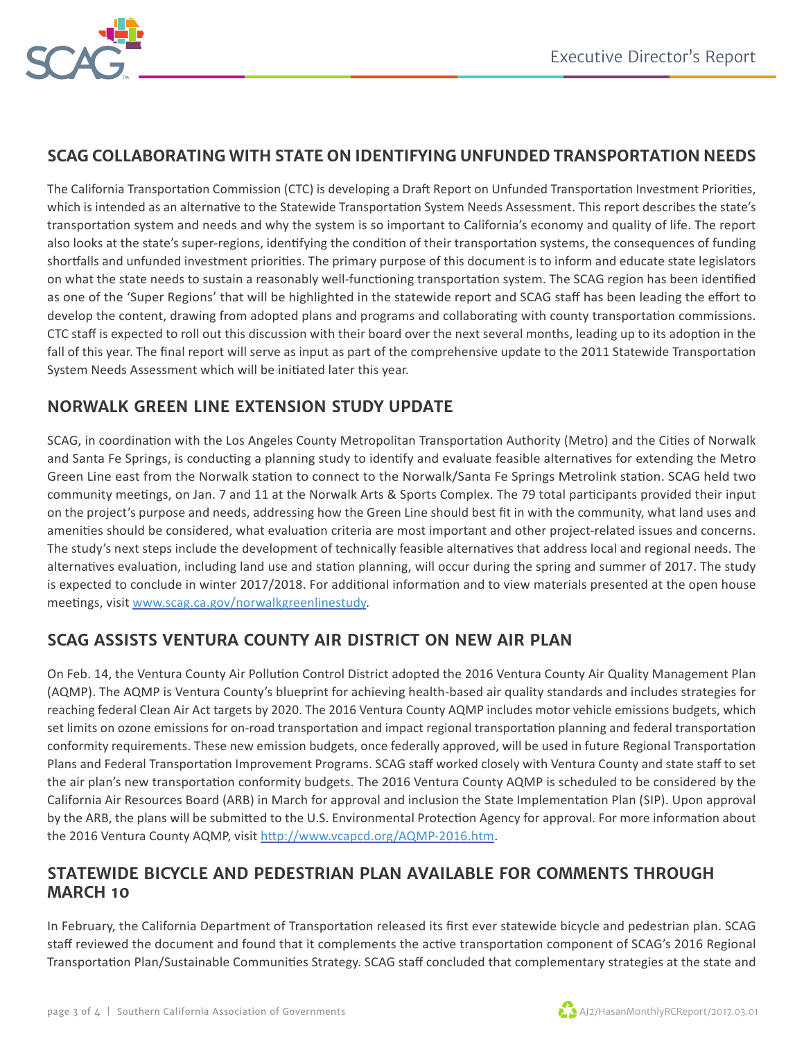## SCAG COLLABORATING WITH STATE ON IDENTIFYING UNFUNDED TRANSPORTATION NEEDS

The California Transportation Commission (CTC) is developing a Draft Report on Unfunded Transportation Investment Priorities, which is intended as an alternative to the Statewide Transportation System Needs Assessment. This report describes the state's transportation system and needs and why the system is so important to California's economy and quality of life. The report also looks at the state's super-regions, identifying the condition of their transportation systems, the consequences of funding shortfalls and unfunded investment priorities. The primary purpose of this document is to inform and educate state legislators on what the state needs to sustain a reasonably well-functioning transportation system. The SCAG region has been identified as one of the 'Super Regions' that will be highlighted in the statewide report and SCAG staff has been leading the effort to develop the content, drawing from adopted plans and programs and collaborating with county transportation commissions. CTC staff is expected to roll out this discussion with their board over the next several months, leading up to its adoption in the fall of this year. The final report will serve as input as part of the comprehensive update to the 2011 Statewide Transportation System Needs Assessment which will be initiated later this year.

## NORWALK GREEN LINE EXTENSION STUDY UPDATE

SCAG, in coordination with the Los Angeles County Metropolitan Transportation Authority (Metro) and the Cities of Norwalk and Santa Fe Springs, is conducting a planning study to identify and evaluate feasible alternatives for extending the Metro Green Line east from the Norwalk station to connect to the Norwalk/Santa Fe Springs Metrolink station. SCAG held two community meetings, on Jan. 7 and 11 at the Norwalk Arts & Sports Complex. The 79 total participants provided their input on the project's purpose and needs, addressing how the Green Line should best fit in with the community, what land uses and amenities should be considered, what evaluation criteria are most important and other project-related issues and concerns. The study's next steps include the development of technically feasible alternatives that address local and regional needs. The alternatives evaluation, including land use and station planning, will occur during the spring and summer of 2017. The study is expected to conclude in winter 2017/2018. For additional information and to view materials presented at the open house meetings, visit www.scag.ca.gov/norwalkgreenlinestudy.

## SCAG ASSISTS VENTURA COUNTY AIR DISTRICT ON NEW AIR PLAN

On Feb. 14, the Ventura County Air Pollution Control District adopted the 2016 Ventura County Air Quality Management Plan (AQMP). The AQMP is Ventura County's blueprint for achieving health-based air quality standards and includes strategies for reaching federal Clean Air Act targets by 2020. The 2016 Ventura County AQMP includes motor vehicle emissions budgets, which set limits on ozone emissions for on-road transportation and impact regional transportation planning and federal transportation conformity requirements. These new emission budgets, once federally approved, will be used in future Regional Transportation Plans and Federal Transportation Improvement Programs. SCAG staff worked closely with Ventura County and state staff to set the air plan's new transportation conformity budgets. The 2016 Ventura County AQMP is scheduled to be considered by the California Air Resources Board (ARB) in March for approval and inclusion the State Implementation Plan (SIP). Upon approval by the ARB, the plans will be submitted to the U.S. Environmental Protection Agency for approval. For more information about the 2016 Ventura County AQMP, visit http://www.vcapcd.org/AQMP-2016.htm.

## STATEWIDE BICYCLE AND PEDESTRIAN PLAN AVAILABLE FOR COMMENTS THROUGH MARCH 10

In February, the California Department of Transportation released its first ever statewide bicycle and pedestrian plan. SCAG staff reviewed the document and found that it complements the active transportation component of SCAG's 2016 Regional Transportation Plan/Sustainable Communities Strategy. SCAG staff concluded that complementary strategies at the state and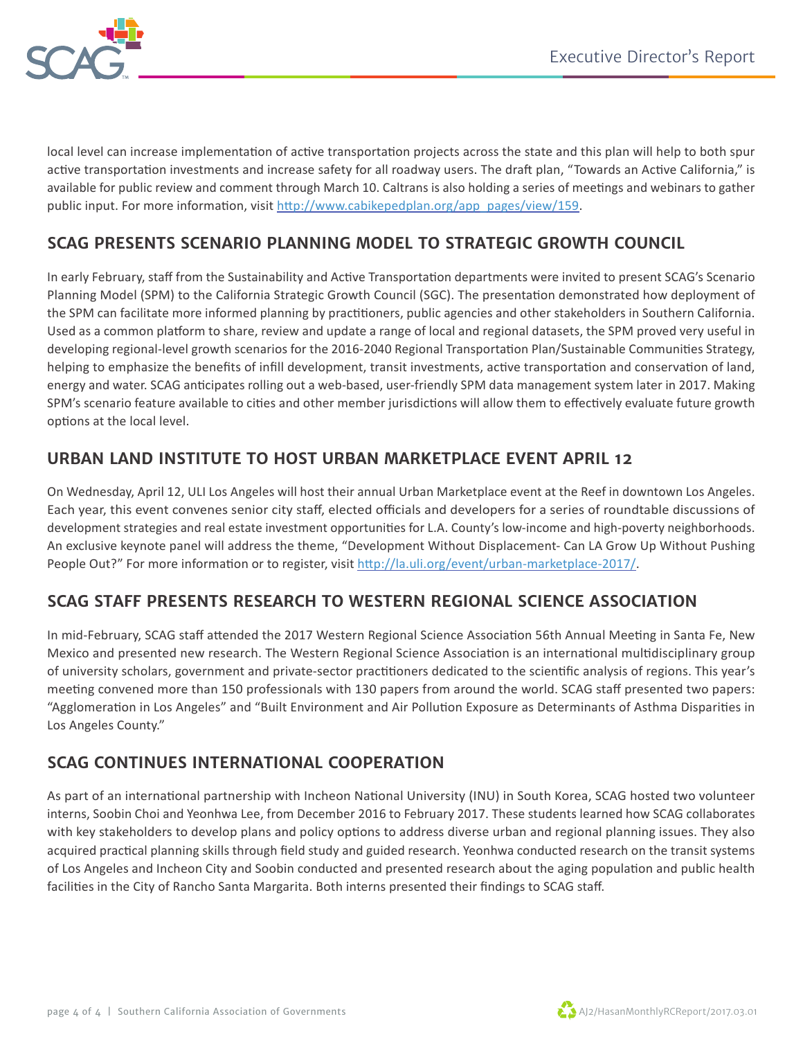local level can increase implementation of active transportation projects across the state and this plan will help to both spur active transportation investments and increase safety for all roadway users. The draft plan, "Towards an Active California," is available for public review and comment through March 10. Caltrans is also holding a series of meetings and webinars to gather public input. For more information, visit http://www.cabikepedplan.org/app_pages/view/159.

## SCAG PRESENTS SCENARIO PLANNING MODEL TO STRATEGIC GROWTH COUNCIL

In early February, staff from the Sustainability and Active Transportation departments were invited to present SCAG's Scenario Planning Model (SPM) to the California Strategic Growth Council (SGC). The presentation demonstrated how deployment of the SPM can facilitate more informed planning by practitioners, public agencies and other stakeholders in Southern California. Used as a common platform to share, review and update a range of local and regional datasets, the SPM proved very useful in developing regional-level growth scenarios for the 2016-2040 Regional Transportation Plan/Sustainable Communities Strategy, helping to emphasize the benefits of infill development, transit investments, active transportation and conservation of land, energy and water. SCAG anticipates rolling out a web-based, user-friendly SPM data management system later in 2017. Making SPM's scenario feature available to cities and other member jurisdictions will allow them to effectively evaluate future growth options at the local level.

## URBAN LAND INSTITUTE TO HOST URBAN MARKETPLACE EVENT APRIL 12

On Wednesday, April 12, ULI Los Angeles will host their annual Urban Marketplace event at the Reef in downtown Los Angeles. Each year, this event convenes senior city staff, elected officials and developers for a series of roundtable discussions of development strategies and real estate investment opportunities for L.A. County's low-income and high-poverty neighborhoods. An exclusive keynote panel will address the theme, "Development Without Displacement- Can LA Grow Up Without Pushing People Out?" For more information or to register, visit http://la.uli.org/event/urban-marketplace-2017/.

## SCAG STAFF PRESENTS RESEARCH TO WESTERN REGIONAL SCIENCE ASSOCIATION

In mid-February, SCAG staff attended the 2017 Western Regional Science Association 56th Annual Meeting in Santa Fe, New Mexico and presented new research. The Western Regional Science Association is an international multidisciplinary group of university scholars, government and private-sector practitioners dedicated to the scientific analysis of regions. This year's meeting convened more than 150 professionals with 130 papers from around the world. SCAG staff presented two papers: "Agglomeration in Los Angeles" and "Built Environment and Air Pollution Exposure as Determinants of Asthma Disparities in Los Angeles County."

## SCAG CONTINUES INTERNATIONAL COOPERATION

As part of an international partnership with Incheon National University (INU) in South Korea, SCAG hosted two volunteer interns, Soobin Choi and Yeonhwa Lee, from December 2016 to February 2017. These students learned how SCAG collaborates with key stakeholders to develop plans and policy options to address diverse urban and regional planning issues. They also acquired practical planning skills through field study and guided research. Yeonhwa conducted research on the transit systems of Los Angeles and Incheon City and Soobin conducted and presented research about the aging population and public health facilities in the City of Rancho Santa Margarita. Both interns presented their findings to SCAG staff.